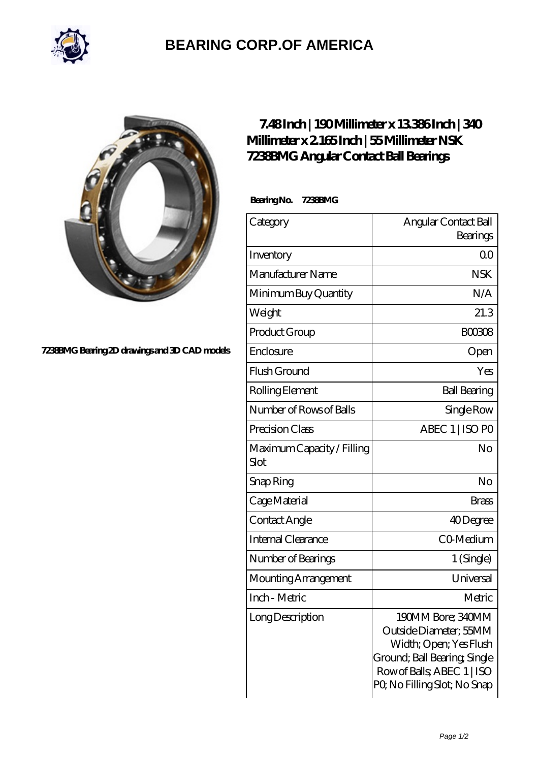# BEARING CORP.OF AMERICA

7238BMG Bearing 2D drawings and 3D CAD models

## 7.48 Inch | 190 Millimeter x 13.386 Inch | 340 Millimeter x 2.165 Inch | 55 Millimeter NSK 7238BMG Angular Contact Ball Bearings

**Bearing No. 7238BMG**

| Category | Angular Contact Ball Bearings |
| --- | --- |
| Inventory | 0.0 |
| Manufacturer Name | NSK |
| Minimum Buy Quantity | N/A |
| Weight | 21.3 |
| Product Group | B00308 |
| Enclosure | Open |
| Flush Ground | Yes |
| Rolling Element | Ball Bearing |
| Number of Rows of Balls | Single Row |
| Precision Class | ABEC 1 \| ISO P0 |
| Maximum Capacity / Filling Slot | No |
| Snap Ring | No |
| Cage Material | Brass |
| Contact Angle | 40 Degree |
| Internal Clearance | C0-Medium |
| Number of Bearings | 1 (Single) |
| Mounting Arrangement | Universal |
| Inch - Metric | Metric |
| Long Description | 190MM Bore; 340MM Outside Diameter; 55MM Width; Open; Yes Flush Ground; Ball Bearing; Single Row of Balls; ABEC 1 \| ISO P0; No Filling Slot; No Snap |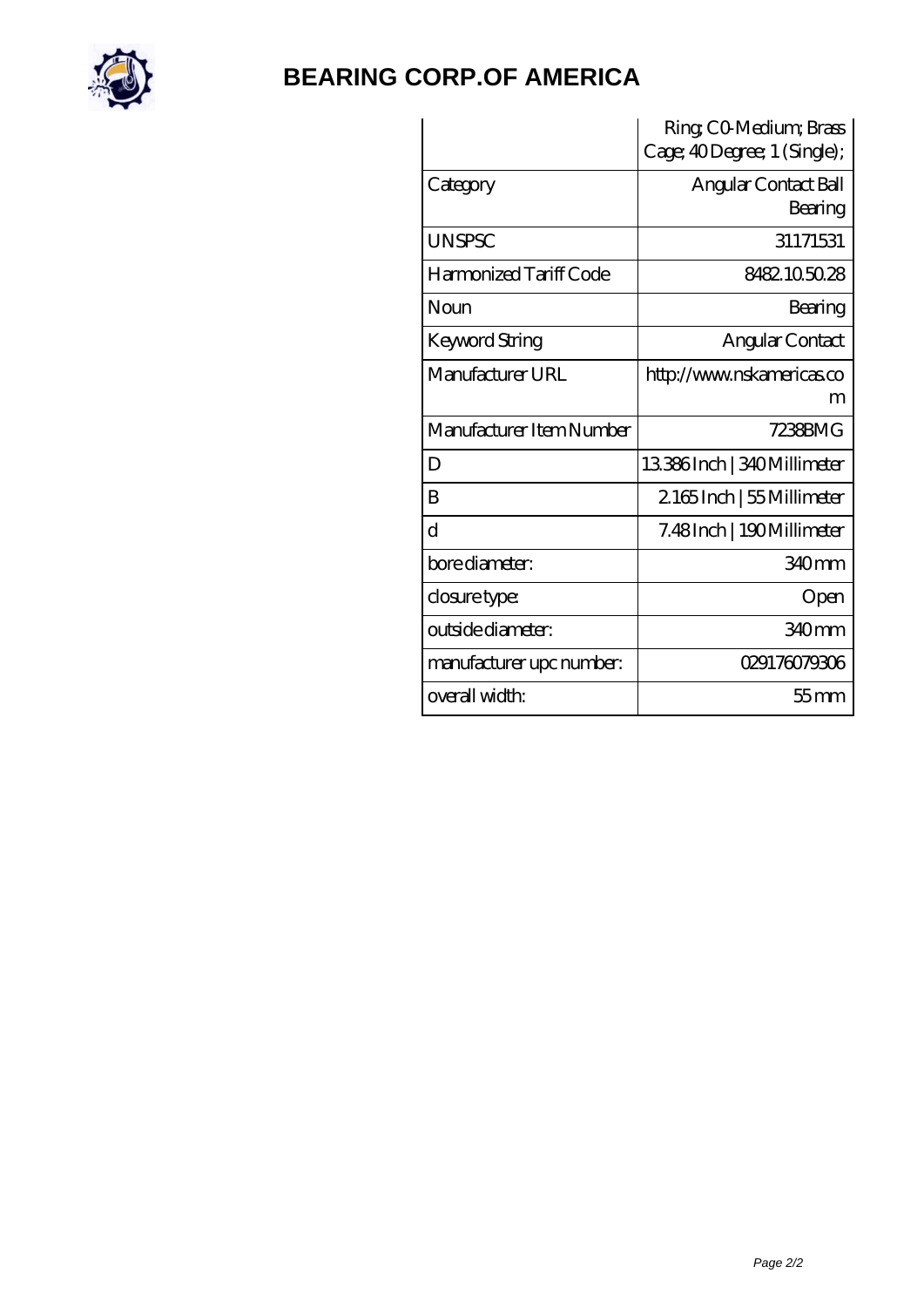# BEARING CORP.OF AMERICA

| | |
|---|---|
| | Ring; C0-Medium; Brass Cage; 40 Degree; 1 (Single); |
| Category | Angular Contact Ball Bearing |
| UNSPSC | 31171531 |
| Harmonized Tariff Code | 8482.10.50.28 |
| Noun | Bearing |
| Keyword String | Angular Contact |
| Manufacturer URL | http://www.nskamericas.com |
| Manufacturer Item Number | 7238BMG |
| D | 13.386 Inch \| 340 Millimeter |
| B | 2.165 Inch \| 55 Millimeter |
| d | 7.48 Inch \| 190 Millimeter |
| bore diameter: | 340 mm |
| closure type: | Open |
| outside diameter: | 340 mm |
| manufacturer upc number: | 029176079306 |
| overall width: | 55 mm |